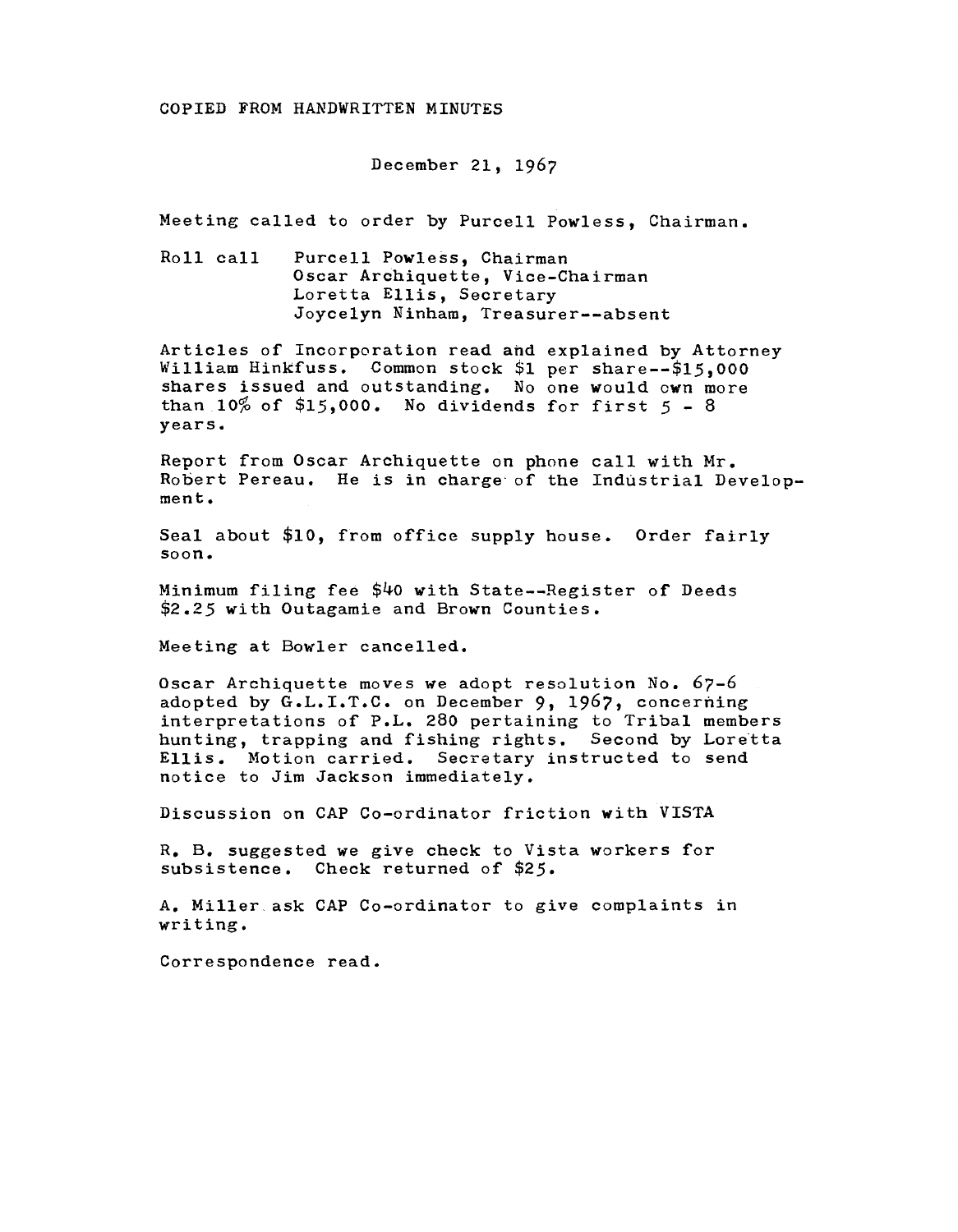COPIED FROM HANDWRITTEN MINUTES

December 21, 1967

Meeting called to order by Purcell Powless, Chairman.

Roll call Purcell Powless, Chairman
Oscar Archiquette, Vice-Chairman
Loretta Ellis, Secretary
Joycelyn Ninham, Treasurer--absent

Articles of Incorporation read and explained by Attorney William Hinkfuss. Common stock $1 per share--$15,000 shares issued and outstanding. No one would own more than 10% of $15,000. No dividends for first 5 - 8 years.

Report from Oscar Archiquette on phone call with Mr. Robert Pereau. He is in charge of the Industrial Development.

Seal about $10, from office supply house. Order fairly soon.

Minimum filing fee $40 with State--Register of Deeds $2.25 with Outagamie and Brown Counties.

Meeting at Bowler cancelled.

Oscar Archiquette moves we adopt resolution No. 67-6 adopted by G.L.I.T.C. on December 9, 1967, concerning interpretations of P.L. 280 pertaining to Tribal members hunting, trapping and fishing rights. Second by Loretta Ellis. Motion carried. Secretary instructed to send notice to Jim Jackson immediately.

Discussion on CAP Co-ordinator friction with VISTA

R. B. suggested we give check to Vista workers for subsistence. Check returned of $25.

A. Miller ask CAP Co-ordinator to give complaints in writing.

Correspondence read.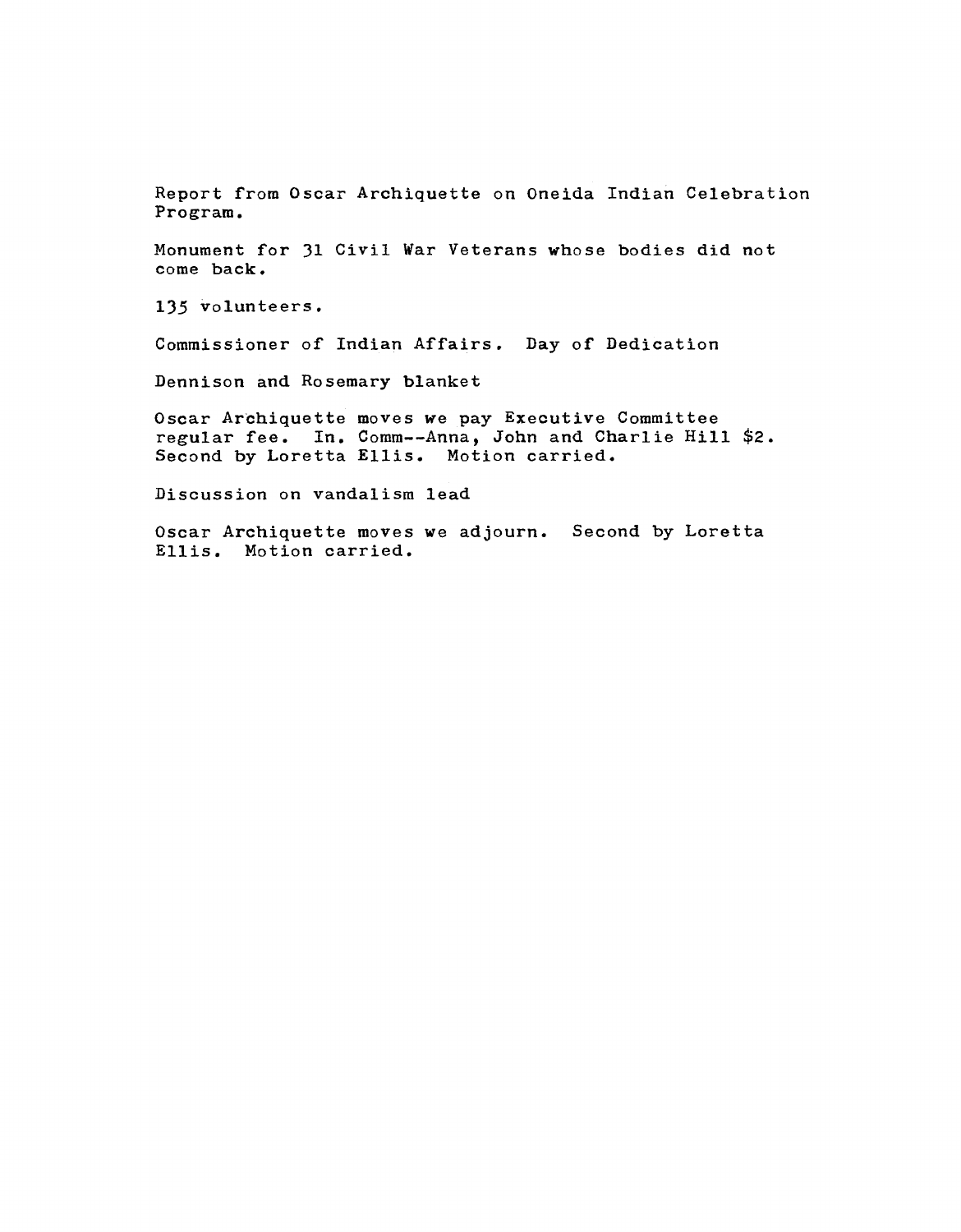Report from Oscar Archiquette on Oneida Indian Celebration Program.

Monument for 31 Civil War Veterans whose bodies did not come back.

135 volunteers.

Commissioner of Indian Affairs. Day of Dedication

Dennison and Rosemary blanket

Oscar Archiquette moves we pay Executive Committee regular fee. In. Comm--Anna, John and Charlie Hill $2. Second by Loretta Ellis. Motion carried.

Discussion on vandalism lead

Oscar Archiquette moves we adjourn. Second by Loretta Ellis. Motion carried.